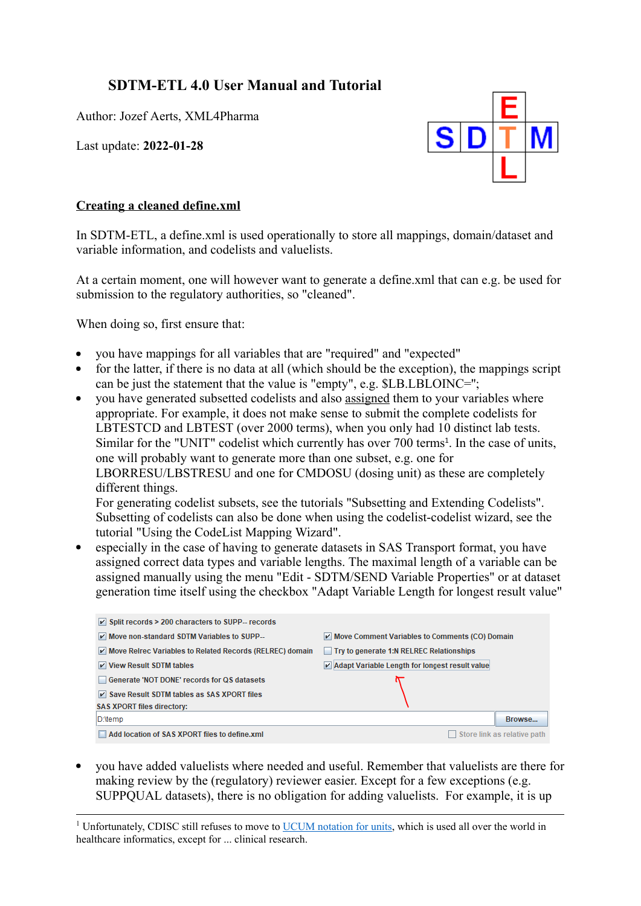// No images detected; the screenshot of checkbox options is a visual not flagged as an image. Transcribe text only.

# SDTM-ETL 4.0 User Manual and Tutorial

Author: Jozef Aerts, XML4Pharma

Last update: **2022-01-28**

## Creating a cleaned define.xml

In SDTM-ETL, a define.xml is used operationally to store all mappings, domain/dataset and variable information, and codelists and valuelists.

At a certain moment, one will however want to generate a define.xml that can e.g. be used for submission to the regulatory authorities, so "cleaned".

When doing so, first ensure that:

- you have mappings for all variables that are "required" and "expected"
- for the latter, if there is no data at all (which should be the exception), the mappings script can be just the statement that the value is "empty", e.g. $LB.LBLOINC='';
- you have generated subsetted codelists and also assigned them to your variables where appropriate. For example, it does not make sense to submit the complete codelists for LBTESTCD and LBTEST (over 2000 terms), when you only had 10 distinct lab tests. Similar for the "UNIT" codelist which currently has over 700 terms[1]. In the case of units, one will probably want to generate more than one subset, e.g. one for LBORRESU/LBSTRESU and one for CMDOSU (dosing unit) as these are completely different things.  
  For generating codelist subsets, see the tutorials "Subsetting and Extending Codelists". Subsetting of codelists can also be done when using the codelist-codelist wizard, see the tutorial "Using the CodeList Mapping Wizard".
- especially in the case of having to generate datasets in SAS Transport format, you have assigned correct data types and variable lengths. The maximal length of a variable can be assigned manually using the menu "Edit - SDTM/SEND Variable Properties" or at dataset generation time itself using the checkbox "Adapt Variable Length for longest result value"

- you have added valuelists where needed and useful. Remember that valuelists are there for making review by the (regulatory) reviewer easier. Except for a few exceptions (e.g. SUPPQUAL datasets), there is no obligation for adding valuelists. For example, it is up

[1] Unfortunately, CDISC still refuses to move to UCUM notation for units, which is used all over the world in healthcare informatics, except for ... clinical research.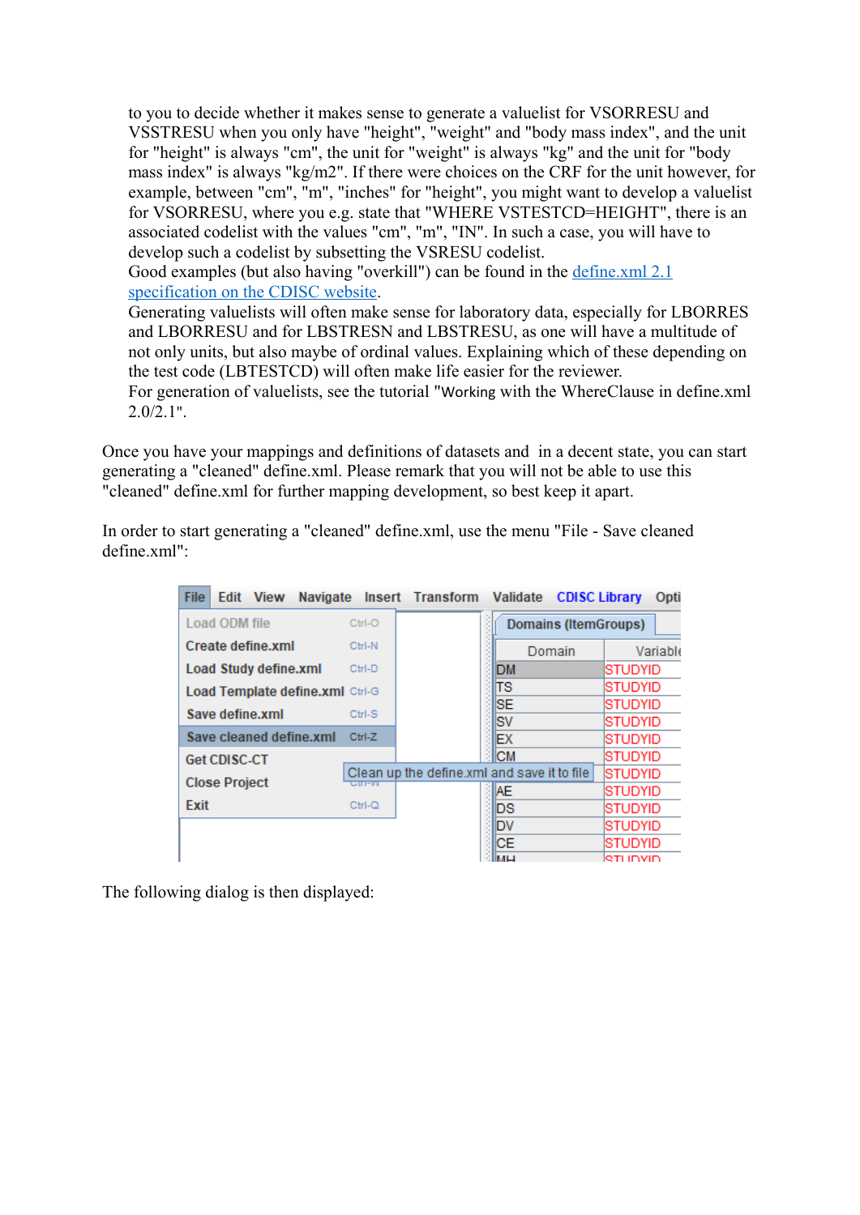to you to decide whether it makes sense to generate a valuelist for VSORRESU and VSSTRESU when you only have "height", "weight" and "body mass index", and the unit for "height" is always "cm", the unit for "weight" is always "kg" and the unit for "body mass index" is always "kg/m2". If there were choices on the CRF for the unit however, for example, between "cm", "m", "inches" for "height", you might want to develop a valuelist for VSORRESU, where you e.g. state that "WHERE VSTESTCD=HEIGHT", there is an associated codelist with the values "cm", "m", "IN". In such a case, you will have to develop such a codelist by subsetting the VSRESU codelist.
Good examples (but also having "overkill") can be found in the [define.xml 2.1 specification on the CDISC website](define.xml 2.1 specification on the CDISC website).
Generating valuelists will often make sense for laboratory data, especially for LBORRES and LBORRESU and for LBSTRESN and LBSTRESU, as one will have a multitude of not only units, but also maybe of ordinal values. Explaining which of these depending on the test code (LBTESTCD) will often make life easier for the reviewer.
For generation of valuelists, see the tutorial "Working with the WhereClause in define.xml 2.0/2.1".

Once you have your mappings and definitions of datasets and in a decent state, you can start generating a "cleaned" define.xml. Please remark that you will not be able to use this "cleaned" define.xml for further mapping development, so best keep it apart.

In order to start generating a "cleaned" define.xml, use the menu "File - Save cleaned define.xml":

The following dialog is then displayed: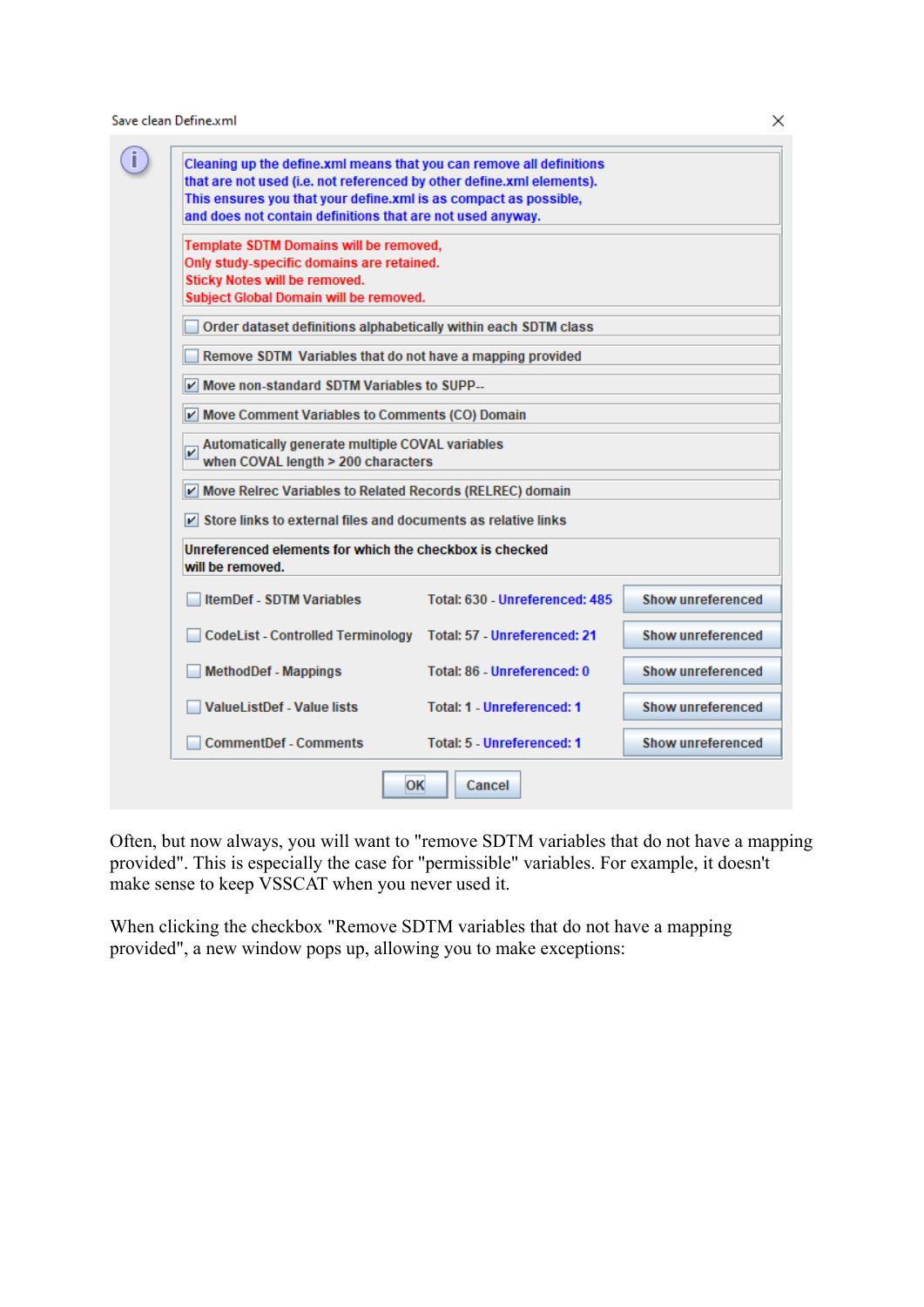Save clean Define.xml

Cleaning up the define.xml means that you can remove all definitions that are not used (i.e. not referenced by other define.xml elements). This ensures you that your define.xml is as compact as possible, and does not contain definitions that are not used anyway.

Template SDTM Domains will be removed,
Only study-specific domains are retained.
Sticky Notes will be removed.
Subject Global Domain will be removed.

- [ ] Order dataset definitions alphabetically within each SDTM class
- [ ] Remove SDTM Variables that do not have a mapping provided
- [x] Move non-standard SDTM Variables to SUPP--
- [x] Move Comment Variables to Comments (CO) Domain
- [x] Automatically generate multiple COVAL variables when COVAL length > 200 characters
- [x] Move Relrec Variables to Related Records (RELREC) domain
- [x] Store links to external files and documents as relative links

Unreferenced elements for which the checkbox is checked will be removed.

| | Totals | |
|---|---|---|
| [ ] ItemDef - SDTM Variables | Total: 630 - Unreferenced: 485 | Show unreferenced |
| [ ] CodeList - Controlled Terminology | Total: 57 - Unreferenced: 21 | Show unreferenced |
| [ ] MethodDef - Mappings | Total: 86 - Unreferenced: 0 | Show unreferenced |
| [ ] ValueListDef - Value lists | Total: 1 - Unreferenced: 1 | Show unreferenced |
| [ ] CommentDef - Comments | Total: 5 - Unreferenced: 1 | Show unreferenced |

OK Cancel

Often, but now always, you will want to "remove SDTM variables that do not have a mapping provided". This is especially the case for "permissible" variables. For example, it doesn't make sense to keep VSSCAT when you never used it.

When clicking the checkbox "Remove SDTM variables that do not have a mapping provided", a new window pops up, allowing you to make exceptions: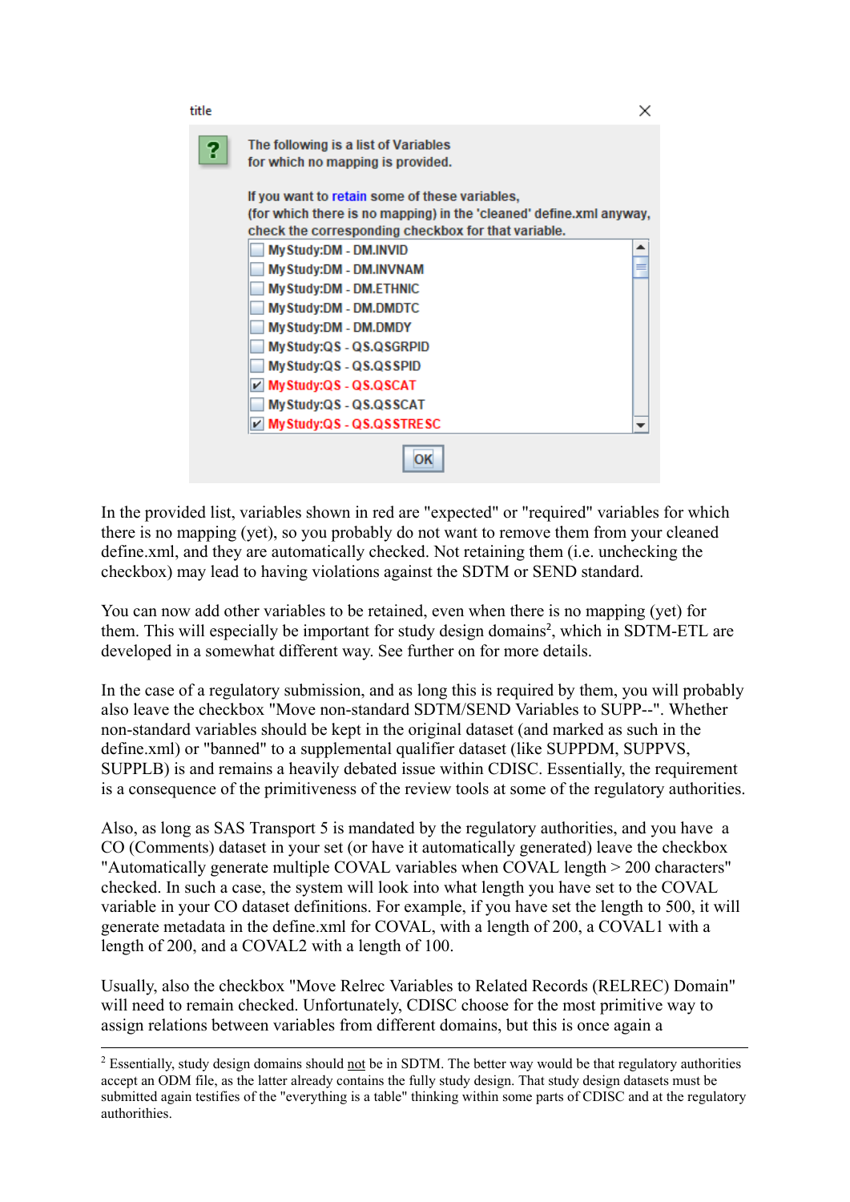In the provided list, variables shown in red are "expected" or "required" variables for which there is no mapping (yet), so you probably do not want to remove them from your cleaned define.xml, and they are automatically checked. Not retaining them (i.e. unchecking the checkbox) may lead to having violations against the SDTM or SEND standard.

You can now add other variables to be retained, even when there is no mapping (yet) for them. This will especially be important for study design domains[2], which in SDTM-ETL are developed in a somewhat different way. See further on for more details.

In the case of a regulatory submission, and as long this is required by them, you will probably also leave the checkbox "Move non-standard SDTM/SEND Variables to SUPP--". Whether non-standard variables should be kept in the original dataset (and marked as such in the define.xml) or "banned" to a supplemental qualifier dataset (like SUPPDM, SUPPVS, SUPPLB) is and remains a heavily debated issue within CDISC. Essentially, the requirement is a consequence of the primitiveness of the review tools at some of the regulatory authorities.

Also, as long as SAS Transport 5 is mandated by the regulatory authorities, and you have a CO (Comments) dataset in your set (or have it automatically generated) leave the checkbox "Automatically generate multiple COVAL variables when COVAL length > 200 characters" checked. In such a case, the system will look into what length you have set to the COVAL variable in your CO dataset definitions. For example, if you have set the length to 500, it will generate metadata in the define.xml for COVAL, with a length of 200, a COVAL1 with a length of 200, and a COVAL2 with a length of 100.

Usually, also the checkbox "Move Relrec Variables to Related Records (RELREC) Domain" will need to remain checked. Unfortunately, CDISC choose for the most primitive way to assign relations between variables from different domains, but this is once again a

---

[2] Essentially, study design domains should not be in SDTM. The better way would be that regulatory authorities accept an ODM file, as the latter already contains the fully study design. That study design datasets must be submitted again testifies of the "everything is a table" thinking within some parts of CDISC and at the regulatory authorithies.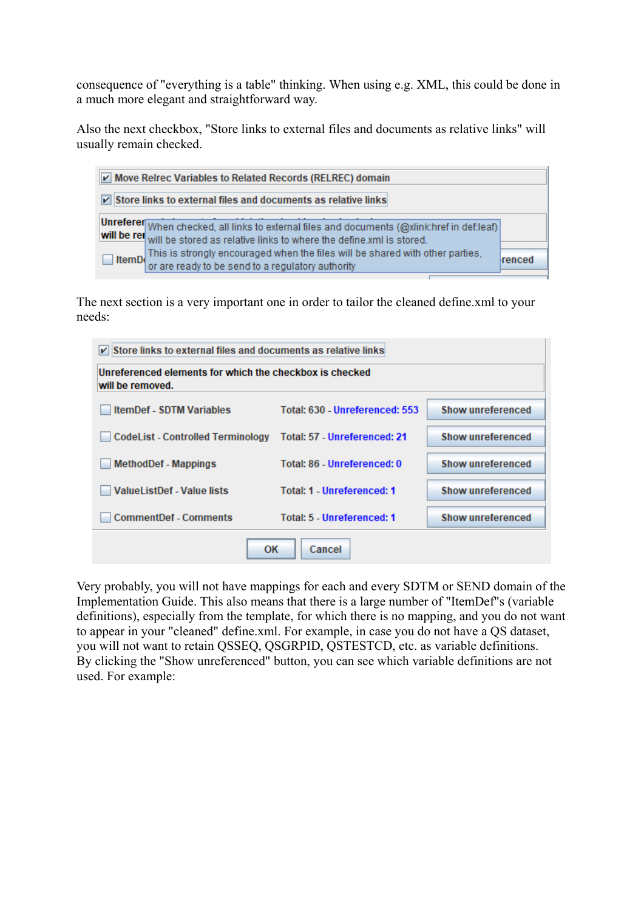consequence of "everything is a table" thinking. When using e.g. XML, this could be done in a much more elegant and straightforward way.

Also the next checkbox, "Store links to external files and documents as relative links" will usually remain checked.

☑ Move Relrec Variables to Related Records (RELREC) domain

☑ Store links to external files and documents as relative links

When checked, all links to external files and documents (@xlink:href in def:leaf) will be stored as relative links to where the define.xml is stored.
This is strongly encouraged when the files will be shared with other parties, or are ready to be send to a regulatory authority

The next section is a very important one in order to tailor the cleaned define.xml to your needs:

☑ Store links to external files and documents as relative links

**Unreferenced elements for which the checkbox is checked will be removed.**

| | Element | Total | Unreferenced | |
|---|---|---|---|---|
| ☐ | ItemDef - SDTM Variables | Total: 630 | Unreferenced: 553 | Show unreferenced |
| ☐ | CodeList - Controlled Terminology | Total: 57 | Unreferenced: 21 | Show unreferenced |
| ☐ | MethodDef - Mappings | Total: 86 | Unreferenced: 0 | Show unreferenced |
| ☐ | ValueListDef - Value lists | Total: 1 | Unreferenced: 1 | Show unreferenced |
| ☐ | CommentDef - Comments | Total: 5 | Unreferenced: 1 | Show unreferenced |

OK | Cancel

Very probably, you will not have mappings for each and every SDTM or SEND domain of the Implementation Guide. This also means that there is a large number of "ItemDef"s (variable definitions), especially from the template, for which there is no mapping, and you do not want to appear in your "cleaned" define.xml. For example, in case you do not have a QS dataset, you will not want to retain QSSEQ, QSGRPID, QSTESTCD, etc. as variable definitions.
By clicking the "Show unreferenced" button, you can see which variable definitions are not used. For example: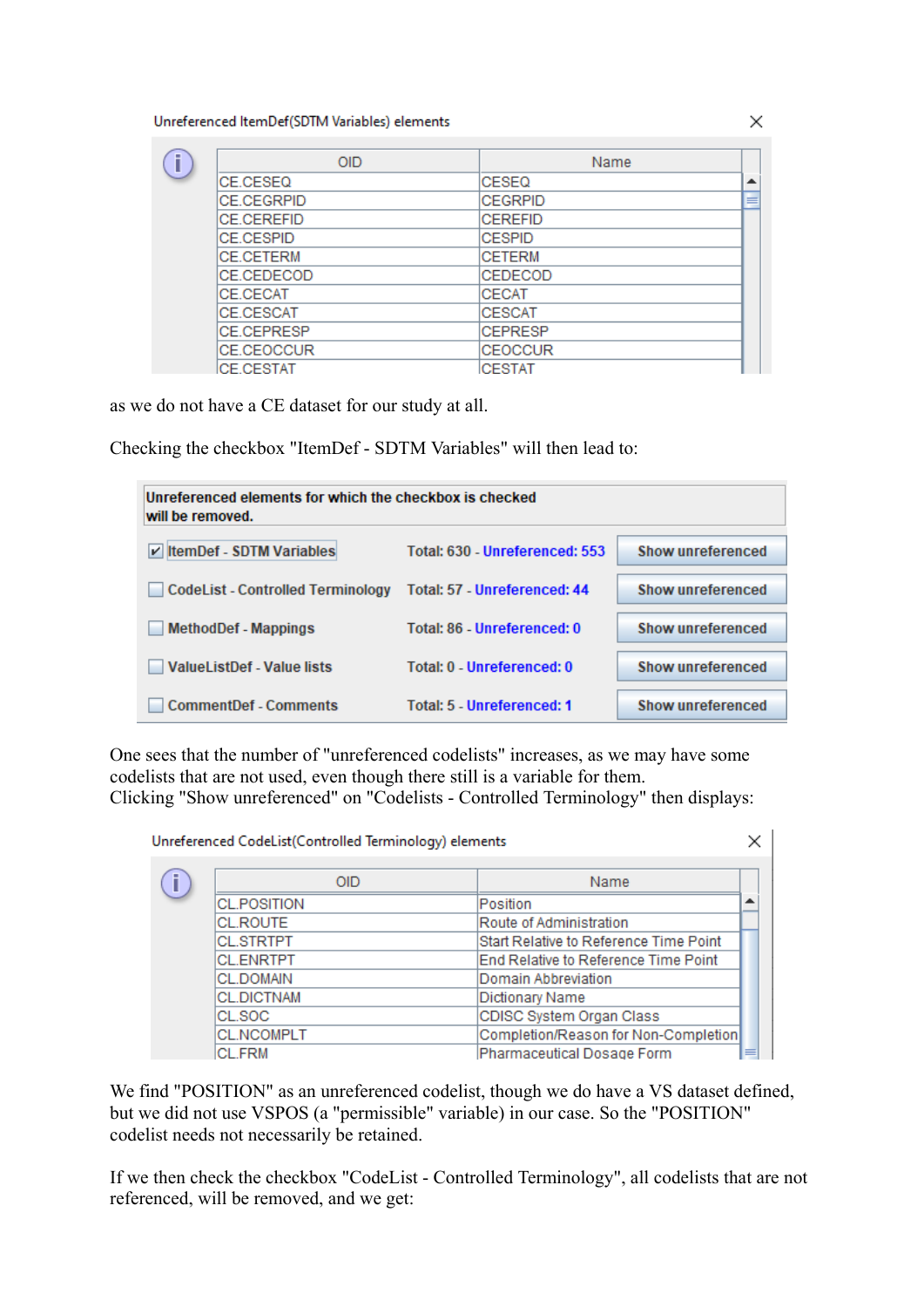Unreferenced ItemDef(SDTM Variables) elements

| OID | Name |
| --- | --- |
| CE.CESEQ | CESEQ |
| CE.CEGRPID | CEGRPID |
| CE.CEREFID | CEREFID |
| CE.CESPID | CESPID |
| CE.CETERM | CETERM |
| CE.CEDECOD | CEDECOD |
| CE.CECAT | CECAT |
| CE.CESCAT | CESCAT |
| CE.CEPRESP | CEPRESP |
| CE.CEOCCUR | CEOCCUR |
| CE.CESTAT | CESTAT |

as we do not have a CE dataset for our study at all.

Checking the checkbox "ItemDef - SDTM Variables" will then lead to:

**Unreferenced elements for which the checkbox is checked will be removed.**

| | | |
| --- | --- | --- |
| ☑ ItemDef - SDTM Variables | Total: 630 - Unreferenced: 553 | Show unreferenced |
| ☐ CodeList - Controlled Terminology | Total: 57 - Unreferenced: 44 | Show unreferenced |
| ☐ MethodDef - Mappings | Total: 86 - Unreferenced: 0 | Show unreferenced |
| ☐ ValueListDef - Value lists | Total: 0 - Unreferenced: 0 | Show unreferenced |
| ☐ CommentDef - Comments | Total: 5 - Unreferenced: 1 | Show unreferenced |

One sees that the number of "unreferenced codelists" increases, as we may have some codelists that are not used, even though there still is a variable for them.
Clicking "Show unreferenced" on "Codelists - Controlled Terminology" then displays:

Unreferenced CodeList(Controlled Terminology) elements

| OID | Name |
| --- | --- |
| CL.POSITION | Position |
| CL.ROUTE | Route of Administration |
| CL.STRTPT | Start Relative to Reference Time Point |
| CL.ENRTPT | End Relative to Reference Time Point |
| CL.DOMAIN | Domain Abbreviation |
| CL.DICTNAM | Dictionary Name |
| CL.SOC | CDISC System Organ Class |
| CL.NCOMPLT | Completion/Reason for Non-Completion |
| CL.FRM | Pharmaceutical Dosage Form |

We find "POSITION" as an unreferenced codelist, though we do have a VS dataset defined, but we did not use VSPOS (a "permissible" variable) in our case. So the "POSITION" codelist needs not necessarily be retained.

If we then check the checkbox "CodeList - Controlled Terminology", all codelists that are not referenced, will be removed, and we get: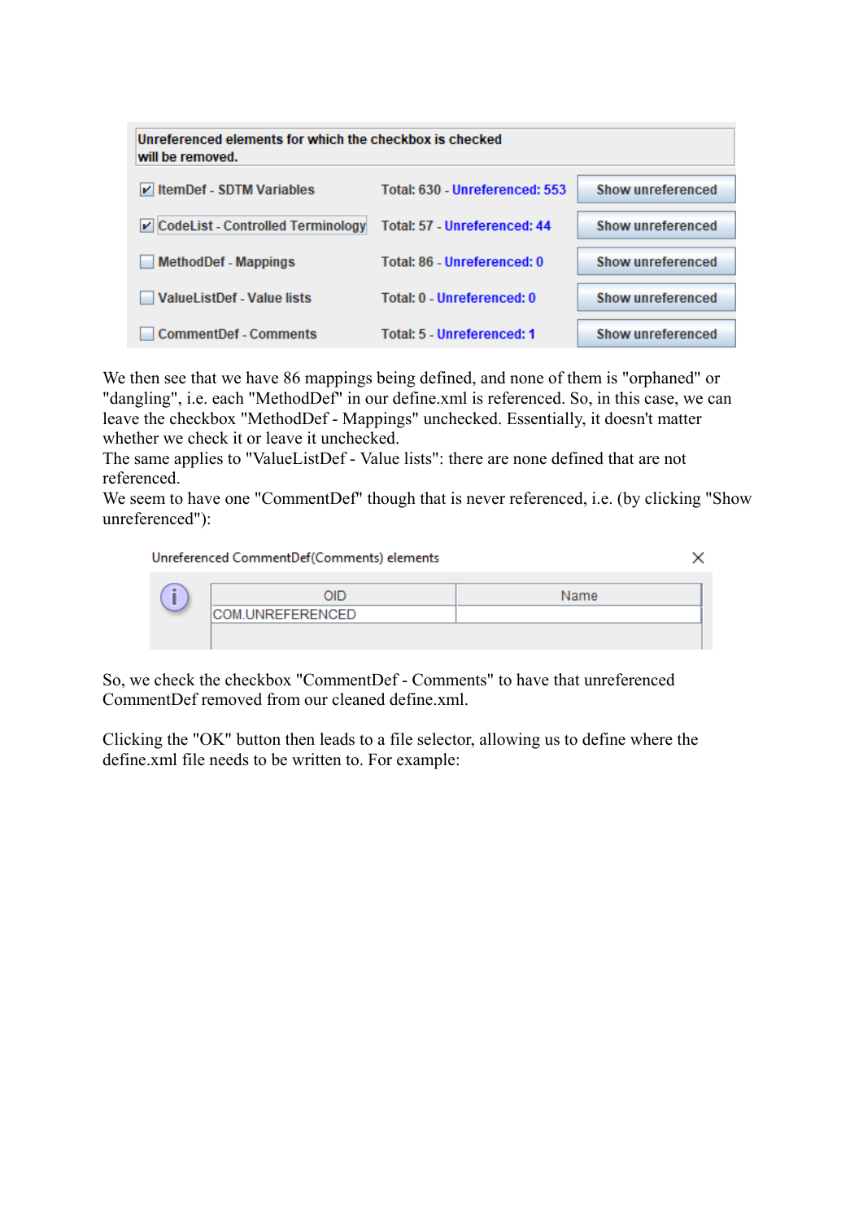Unreferenced elements for which the checkbox is checked will be removed.

| | | |
|---|---|---|
| ☑ ItemDef - SDTM Variables | Total: 630 - Unreferenced: 553 | Show unreferenced |
| ☑ CodeList - Controlled Terminology | Total: 57 - Unreferenced: 44 | Show unreferenced |
| ☐ MethodDef - Mappings | Total: 86 - Unreferenced: 0 | Show unreferenced |
| ☐ ValueListDef - Value lists | Total: 0 - Unreferenced: 0 | Show unreferenced |
| ☐ CommentDef - Comments | Total: 5 - Unreferenced: 1 | Show unreferenced |

We then see that we have 86 mappings being defined, and none of them is "orphaned" or "dangling", i.e. each "MethodDef" in our define.xml is referenced. So, in this case, we can leave the checkbox "MethodDef - Mappings" unchecked. Essentially, it doesn't matter whether we check it or leave it unchecked.
The same applies to "ValueListDef - Value lists": there are none defined that are not referenced.
We seem to have one "CommentDef" though that is never referenced, i.e. (by clicking "Show unreferenced"):

Unreferenced CommentDef(Comments) elements

| OID | Name |
|---|---|
| COM.UNREFERENCED | |

So, we check the checkbox "CommentDef - Comments" to have that unreferenced CommentDef removed from our cleaned define.xml.

Clicking the "OK" button then leads to a file selector, allowing us to define where the define.xml file needs to be written to. For example: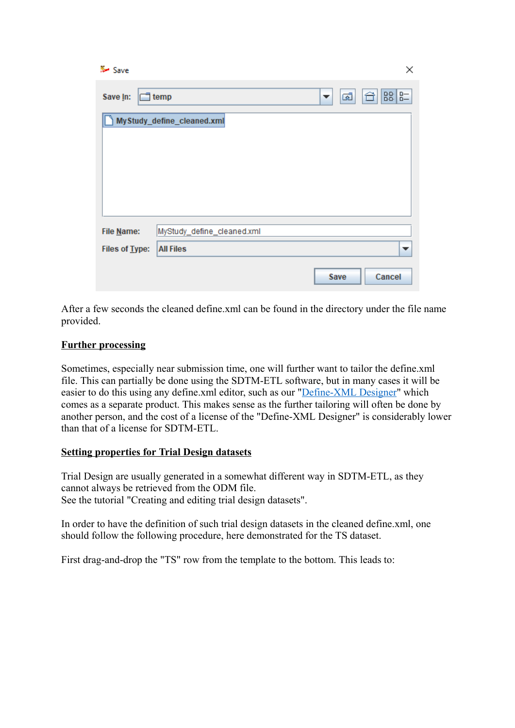After a few seconds the cleaned define.xml can be found in the directory under the file name provided.

## Further processing

Sometimes, especially near submission time, one will further want to tailor the define.xml file. This can partially be done using the SDTM-ETL software, but in many cases it will be easier to do this using any define.xml editor, such as our "Define-XML Designer" which comes as a separate product. This makes sense as the further tailoring will often be done by another person, and the cost of a license of the "Define-XML Designer" is considerably lower than that of a license for SDTM-ETL.

## Setting properties for Trial Design datasets

Trial Design are usually generated in a somewhat different way in SDTM-ETL, as they cannot always be retrieved from the ODM file.
See the tutorial "Creating and editing trial design datasets".

In order to have the definition of such trial design datasets in the cleaned define.xml, one should follow the following procedure, here demonstrated for the TS dataset.

First drag-and-drop the "TS" row from the template to the bottom. This leads to: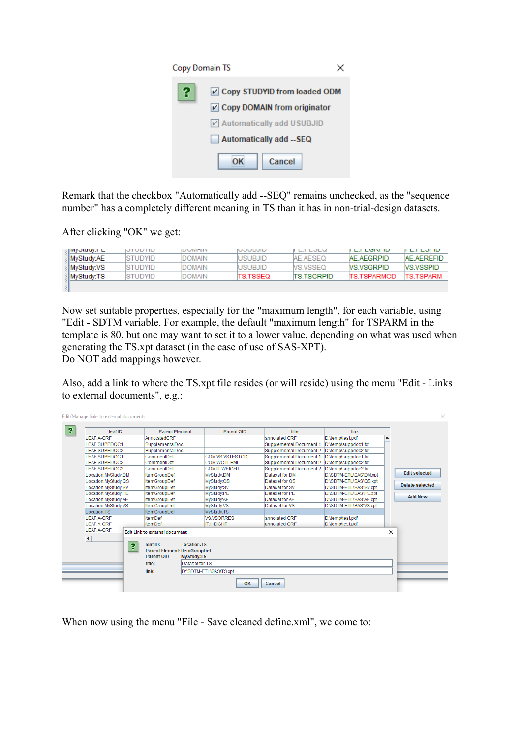Copy Domain TS

- [x] Copy STUDYID from loaded ODM
- [x] Copy DOMAIN from originator
- [x] Automatically add USUBJID
- [ ] Automatically add --SEQ

OK Cancel

Remark that the checkbox "Automatically add --SEQ" remains unchecked, as the "sequence number" has a completely different meaning in TS than it has in non-trial-design datasets.

After clicking "OK" we get:

| MyStudy:PE | STUDYID | DOMAIN | USUBJID | PE.PESEQ | PE.PEGRPID | PE.PESPID |
|---|---|---|---|---|---|---|
| MyStudy:AE | STUDYID | DOMAIN | USUBJID | AE.AESEQ | AE.AEGRPID | AE.AEREFID |
| MyStudy:VS | STUDYID | DOMAIN | USUBJID | VS.VSSEQ | VS.VSGRPID | VS.VSSPID |
| MyStudy:TS | STUDYID | DOMAIN | TS.TSSEQ | TS.TSGRPID | TS.TSPARMCD | TS.TSPARM |

Now set suitable properties, especially for the "maximum length", for each variable, using "Edit - SDTM variable. For example, the default "maximum length" for TSPARM in the template is 80, but one may want to set it to a lower value, depending on what was used when generating the TS.xpt dataset (in the case of use of SAS-XPT).
Do NOT add mappings however.

Also, add a link to where the TS.xpt file resides (or will reside) using the menu "Edit - Links to external documents", e.g.:

Edit/Manage links to external documents

| leaf ID | Parent Element | Parent OID | title | link |
|---|---|---|---|---|
| LEAF.A-CRF | AnnotatedCRF | | annotated CRF | D:\temp\test.pdf |
| LEAF.SUPPDOC1 | SupplementalDoc | | Supplemental Document 1 | D:\temp\suppdoc1.txt |
| LEAF.SUPPDOC2 | SupplementalDoc | | Supplemental Document 2 | D:\temp\suppdoc2.txt |
| LEAF.SUPPDOC1 | CommentDef | COM.VS.VSTESTCD | Supplemental Document 1 | D:\temp\suppdoc1.txt |
| LEAF.SUPPDOC2 | CommentDef | COM.WC.IT.BMI | Supplemental Document 2 | D:\temp\suppdoc2.txt |
| LEAF.SUPPDOC2 | CommentDef | COM.IT.WEIGHT | Supplemental Document 2 | D:\temp\suppdoc2.txt |
| Location.MyStudy.DM | ItemGroupDef | MyStudy:DM | Dataset for DM | D:\SDTM-ETL\SAS\DM.xpt |
| Location.MyStudy.QS | ItemGroupDef | MyStudy:QS | Dataset for QS | D:\SDTM-ETL\SAS\QS.xpt |
| Location.MyStudy.SV | ItemGroupDef | MyStudy:SV | Dataset for SV | D:\SDTM-ETL\SAS\SV.xpt |
| Location.MyStudy.PE | ItemGroupDef | MyStudy:PE | Dataset for PE | D:\SDTM-ETL\SAS\PE.xpt |
| Location.MyStudy.AE | ItemGroupDef | MyStudy:AE | Dataset for AE | D:\SDTM-ETL\SAS\AE.xpt |
| Location.MyStudy.VS | ItemGroupDef | MyStudy:VS | Dataset for VS | D:\SDTM-ETL\SAS\VS.xpt |
| Location.TS | ItemGroupDef | MyStudy:TS | | |
| LEAF.A-CRF | ItemDef | VS.VSORRES | annotated CRF | D:\temp\test.pdf |
| LEAF.A-CRF | ItemDef | IT.HEIGHT | annotated CRF | D:\temp\test.pdf |
| LEAF.A-CRF | | | | |

Edit selected | Delete selected | Add New

Edit Link to external document

leaf ID: Location.TS
Parent Element: ItemGroupDef
Parent OID: MyStudy:TS
title: Dataset for TS
link: D:\SDTM-ETL\SAS\TS.xpt

OK Cancel

When now using the menu "File - Save cleaned define.xml", we come to: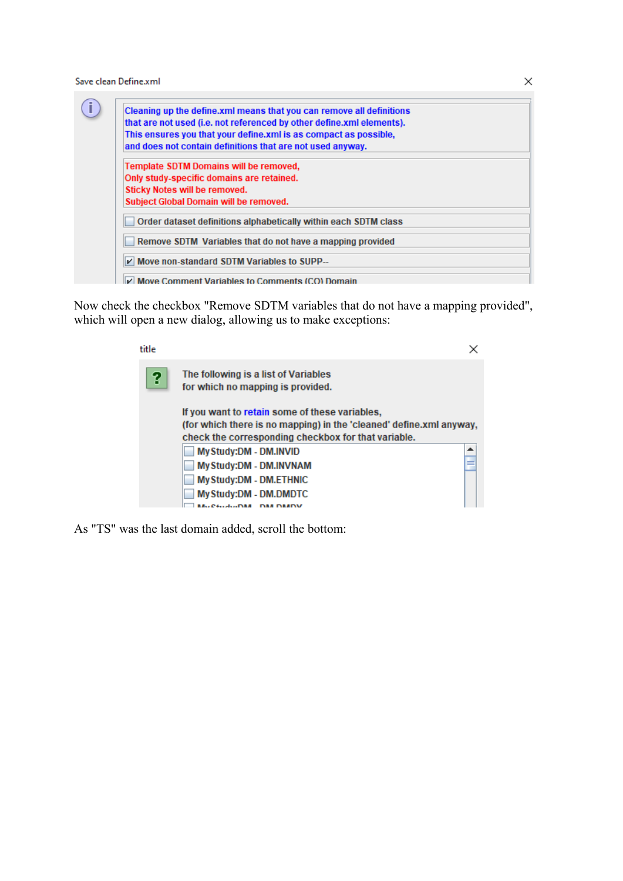Save clean Define.xml

Cleaning up the define.xml means that you can remove all definitions
that are not used (i.e. not referenced by other define.xml elements).
This ensures you that your define.xml is as compact as possible,
and does not contain definitions that are not used anyway.

Template SDTM Domains will be removed,
Only study-specific domains are retained.
Sticky Notes will be removed.
Subject Global Domain will be removed.

- [ ] Order dataset definitions alphabetically within each SDTM class
- [ ] Remove SDTM Variables that do not have a mapping provided
- [x] Move non-standard SDTM Variables to SUPP--
- [x] Move Comment Variables to Comments (CO) Domain

Now check the checkbox "Remove SDTM variables that do not have a mapping provided", which will open a new dialog, allowing us to make exceptions:

title

The following is a list of Variables
for which no mapping is provided.

If you want to retain some of these variables,
(for which there is no mapping) in the 'cleaned' define.xml anyway,
check the corresponding checkbox for that variable.

- [ ] MyStudy:DM - DM.INVID
- [ ] MyStudy:DM - DM.INVNAM
- [ ] MyStudy:DM - DM.ETHNIC
- [ ] MyStudy:DM - DM.DMDTC

As "TS" was the last domain added, scroll the bottom: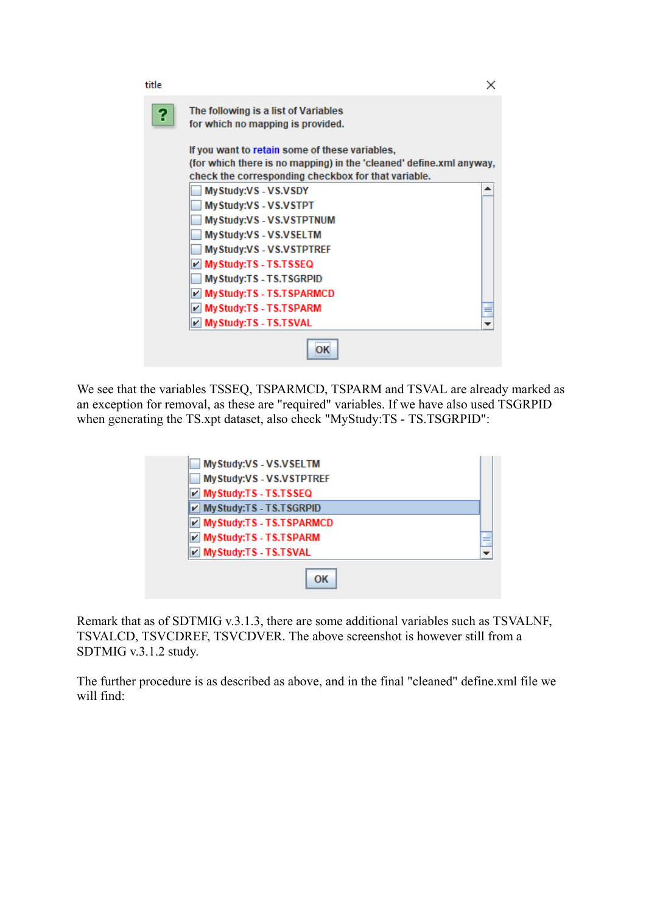title

The following is a list of Variables
for which no mapping is provided.

If you want to retain some of these variables,
(for which there is no mapping) in the 'cleaned' define.xml anyway,
check the corresponding checkbox for that variable.

- [ ] MyStudy:VS - VS.VSDY
- [ ] MyStudy:VS - VS.VSTPT
- [ ] MyStudy:VS - VS.VSTPTNUM
- [ ] MyStudy:VS - VS.VSELTM
- [ ] MyStudy:VS - VS.VSTPTREF
- [x] MyStudy:TS - TS.TSSEQ
- [ ] MyStudy:TS - TS.TSGRPID
- [x] MyStudy:TS - TS.TSPARMCD
- [x] MyStudy:TS - TS.TSPARM
- [x] MyStudy:TS - TS.TSVAL

OK

We see that the variables TSSEQ, TSPARMCD, TSPARM and TSVAL are already marked as an exception for removal, as these are "required" variables. If we have also used TSGRPID when generating the TS.xpt dataset, also check "MyStudy:TS - TS.TSGRPID":

- [ ] MyStudy:VS - VS.VSELTM
- [ ] MyStudy:VS - VS.VSTPTREF
- [x] MyStudy:TS - TS.TSSEQ
- [x] MyStudy:TS - TS.TSGRPID
- [x] MyStudy:TS - TS.TSPARMCD
- [x] MyStudy:TS - TS.TSPARM
- [x] MyStudy:TS - TS.TSVAL

OK

Remark that as of SDTMIG v.3.1.3, there are some additional variables such as TSVALNF, TSVALCD, TSVCDREF, TSVCDVER. The above screenshot is however still from a SDTMIG v.3.1.2 study.

The further procedure is as described as above, and in the final "cleaned" define.xml file we will find: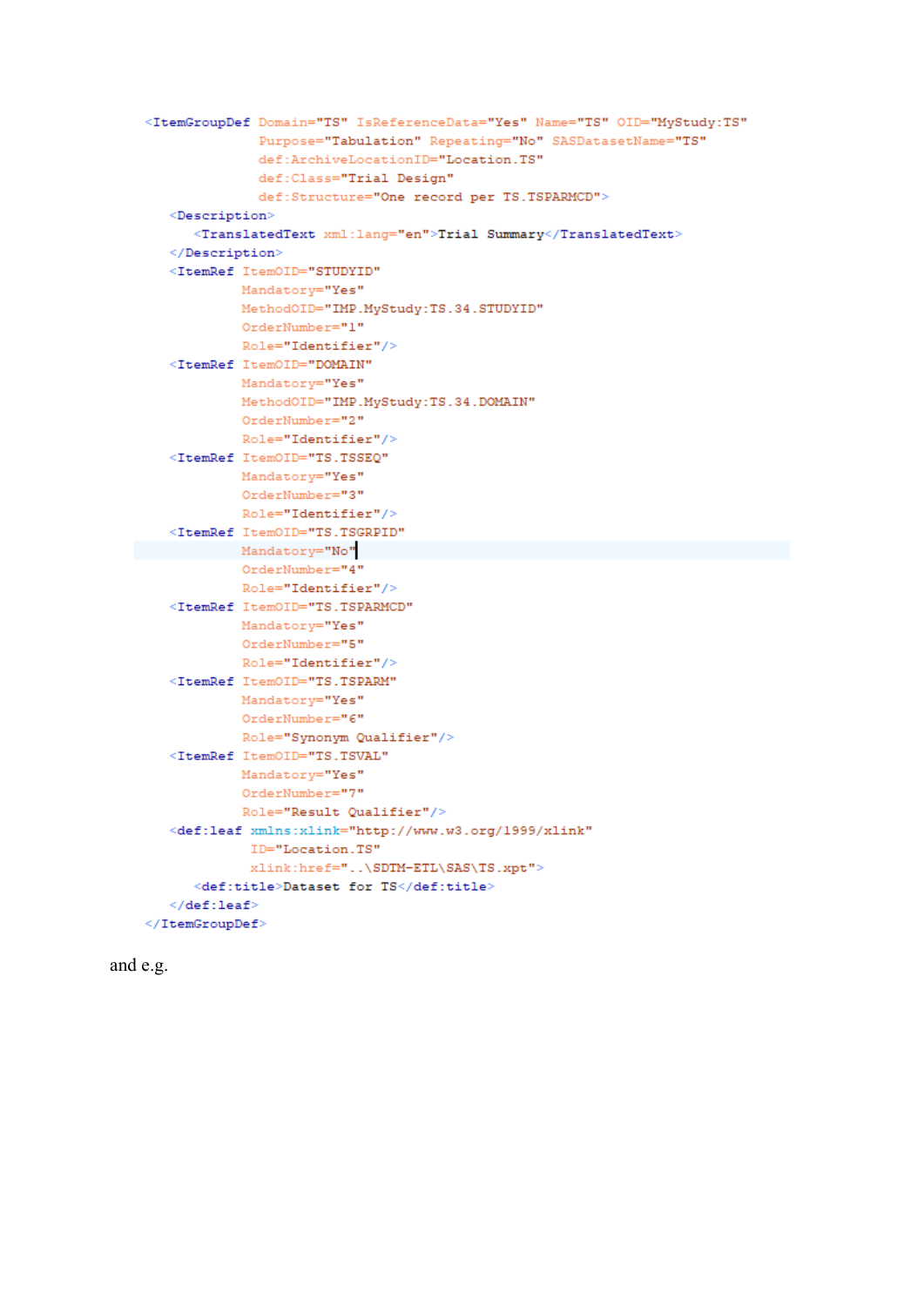```xml
<ItemGroupDef Domain="TS" IsReferenceData="Yes" Name="TS" OID="MyStudy:TS"
              Purpose="Tabulation" Repeating="No" SASDatasetName="TS"
              def:ArchiveLocationID="Location.TS"
              def:Class="Trial Design"
              def:Structure="One record per TS.TSPARMCD">
   <Description>
      <TranslatedText xml:lang="en">Trial Summary</TranslatedText>
   </Description>
   <ItemRef ItemOID="STUDYID"
            Mandatory="Yes"
            MethodOID="IMP.MyStudy:TS.34.STUDYID"
            OrderNumber="1"
            Role="Identifier"/>
   <ItemRef ItemOID="DOMAIN"
            Mandatory="Yes"
            MethodOID="IMP.MyStudy:TS.34.DOMAIN"
            OrderNumber="2"
            Role="Identifier"/>
   <ItemRef ItemOID="TS.TSSEQ"
            Mandatory="Yes"
            OrderNumber="3"
            Role="Identifier"/>
   <ItemRef ItemOID="TS.TSGRPID"
            Mandatory="No"
            OrderNumber="4"
            Role="Identifier"/>
   <ItemRef ItemOID="TS.TSPARMCD"
            Mandatory="Yes"
            OrderNumber="5"
            Role="Identifier"/>
   <ItemRef ItemOID="TS.TSPARM"
            Mandatory="Yes"
            OrderNumber="6"
            Role="Synonym Qualifier"/>
   <ItemRef ItemOID="TS.TSVAL"
            Mandatory="Yes"
            OrderNumber="7"
            Role="Result Qualifier"/>
   <def:leaf xmlns:xlink="http://www.w3.org/1999/xlink"
             ID="Location.TS"
             xlink:href="..\SDTM-ETL\SAS\TS.xpt">
      <def:title>Dataset for TS</def:title>
   </def:leaf>
</ItemGroupDef>
```

and e.g.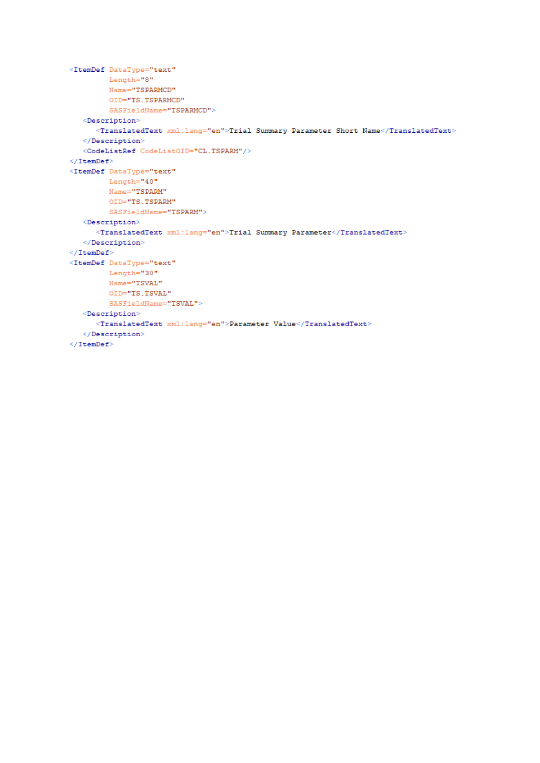```
<ItemDef DataType="text"
         Length="8"
         Name="TSPARMCD"
         OID="TS.TSPARMCD"
         SASFieldName="TSPARMCD">
   <Description>
      <TranslatedText xml:lang="en">Trial Summary Parameter Short Name</TranslatedText>
   </Description>
   <CodeListRef CodeListOID="CL.TSPARM"/>
</ItemDef>
<ItemDef DataType="text"
         Length="40"
         Name="TSPARM"
         OID="TS.TSPARM"
         SASFieldName="TSPARM">
   <Description>
      <TranslatedText xml:lang="en">Trial Summary Parameter</TranslatedText>
   </Description>
</ItemDef>
<ItemDef DataType="text"
         Length="30"
         Name="TSVAL"
         OID="TS.TSVAL"
         SASFieldName="TSVAL">
   <Description>
      <TranslatedText xml:lang="en">Parameter Value</TranslatedText>
   </Description>
</ItemDef>
```